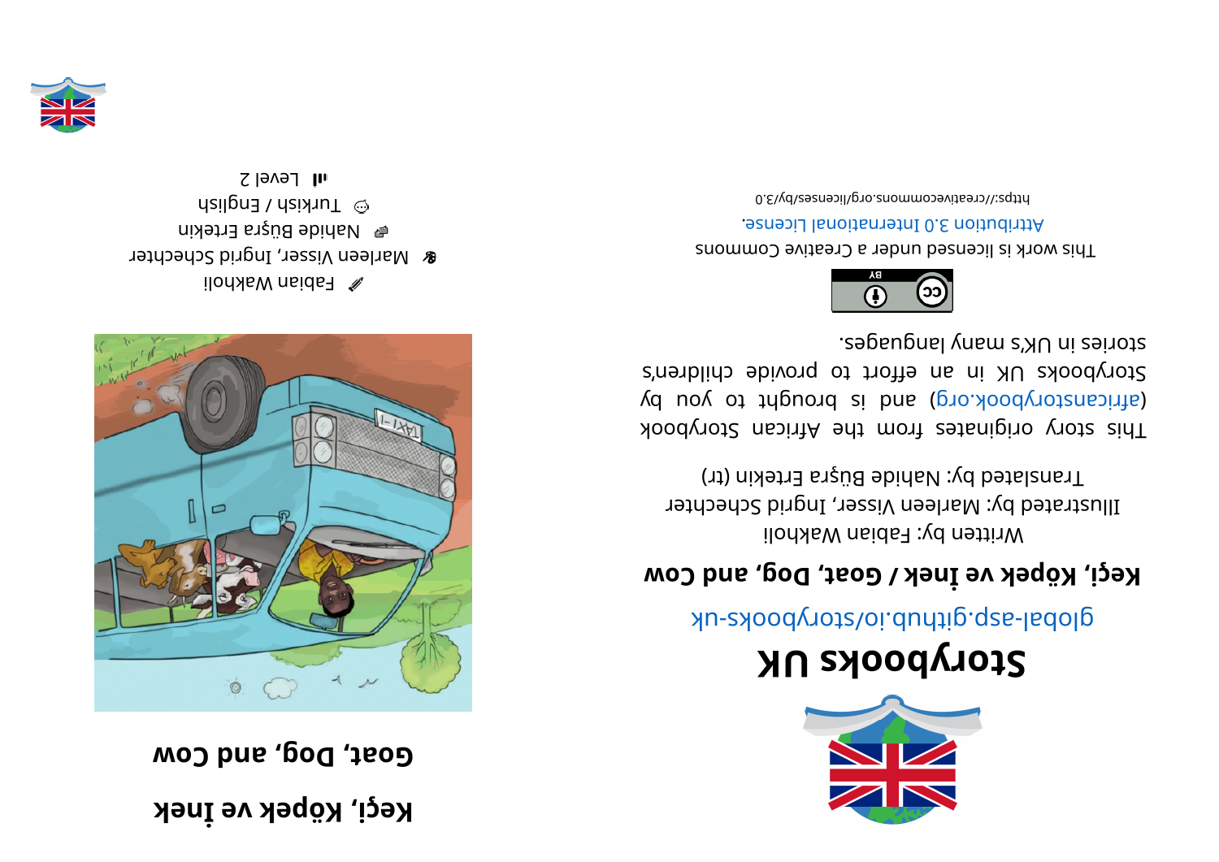# Keçi, Köpek ve İnek

## Goat, Dog, and Cow

✏ Fabian Wakholi

🖌 Marleen Visser, Ingrid Schechter

🗣 Nahide Büşra Ertekin

☺ Turkish / English

Level 2

# Storybooks UK

global-asp.github.io/storybooks-uk

**Keçi, Köpek ve İnek / Goat, Dog, and Cow**

Written by: Fabian Wakholi

Illustrated by: Marleen Visser, Ingrid Schechter

Translated by: Nahide Büşra Ertekin (tr)

This story originates from the African Storybook (africanstorybook.org) and is brought to you by Storybooks UK in an effort to provide children's stories in UK's many languages.

This work is licensed under a Creative Commons Attribution 3.0 International License.

https://creativecommons.org/licenses/by/3.0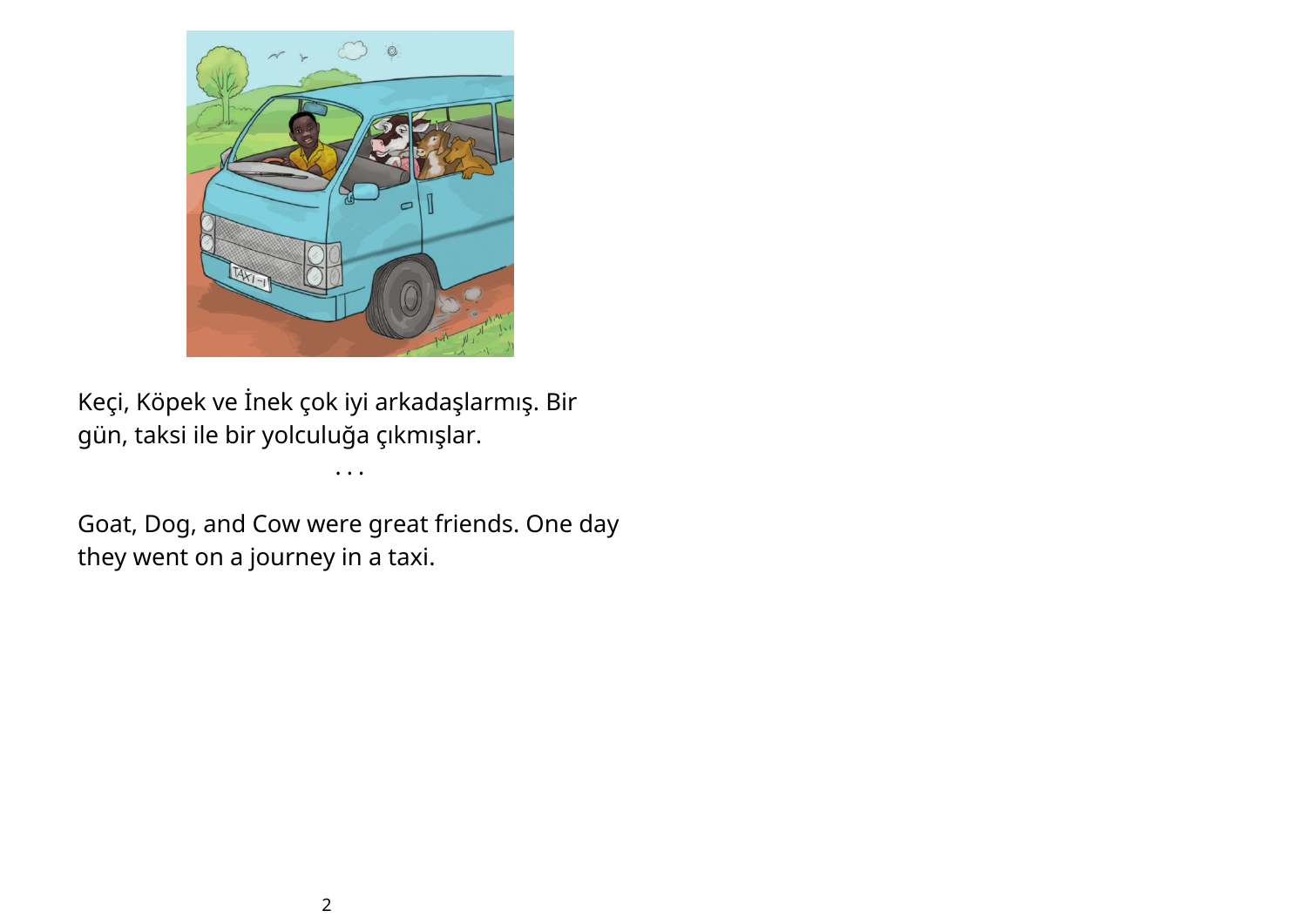Keçi, Köpek ve İnek çok iyi arkadaşlarmış. Bir gün, taksi ile bir yolculuğa çıkmışlar.

. . .

Goat, Dog, and Cow were great friends. One day they went on a journey in a taxi.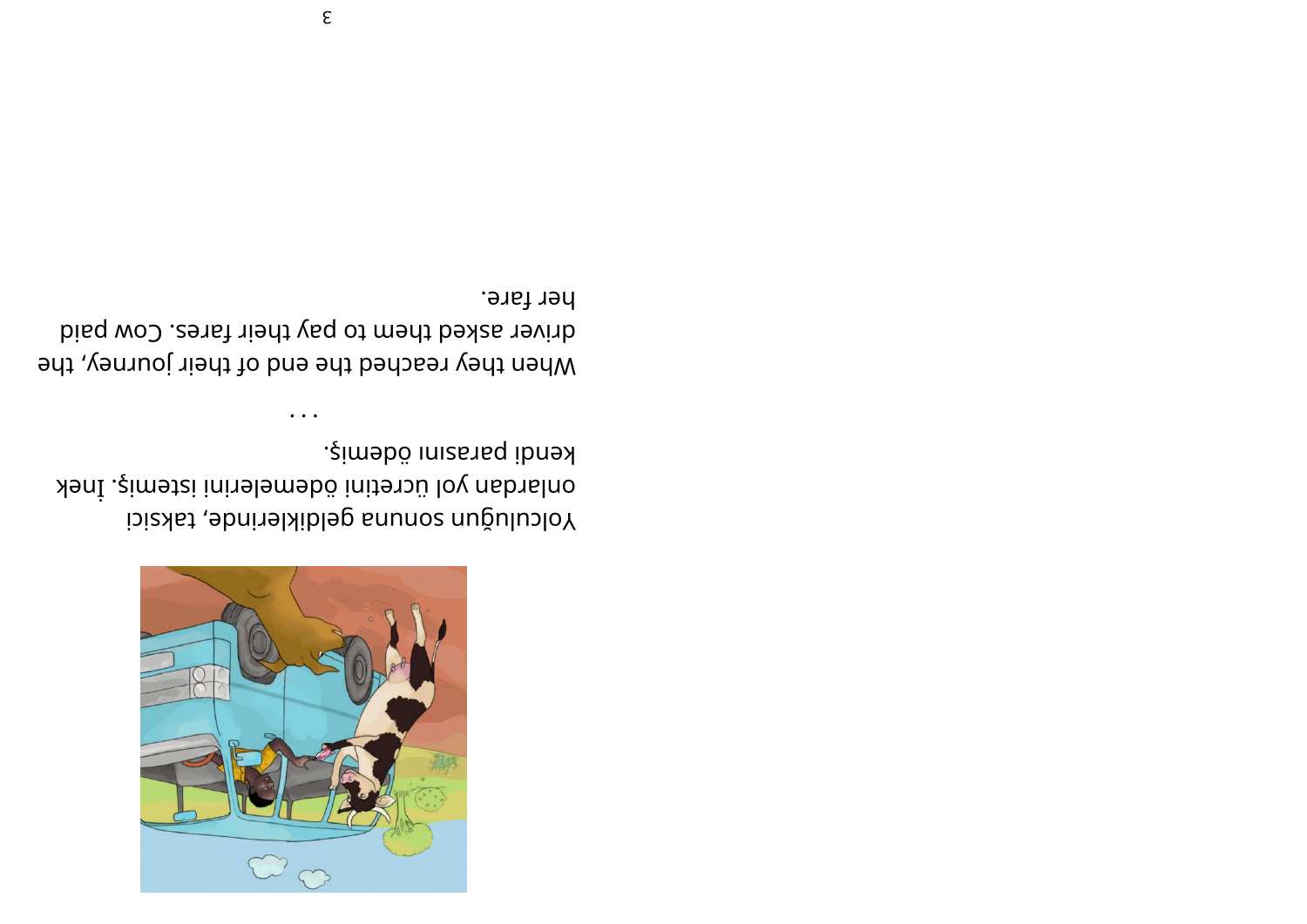Yolculuğun sonuna geldiklerinde, taksici onlardan yol ücretini ödemelerini istemiş. İnek kendi parasını ödemiş.

...

When they reached the end of their journey, the driver asked them to pay their fares. Cow paid her fare.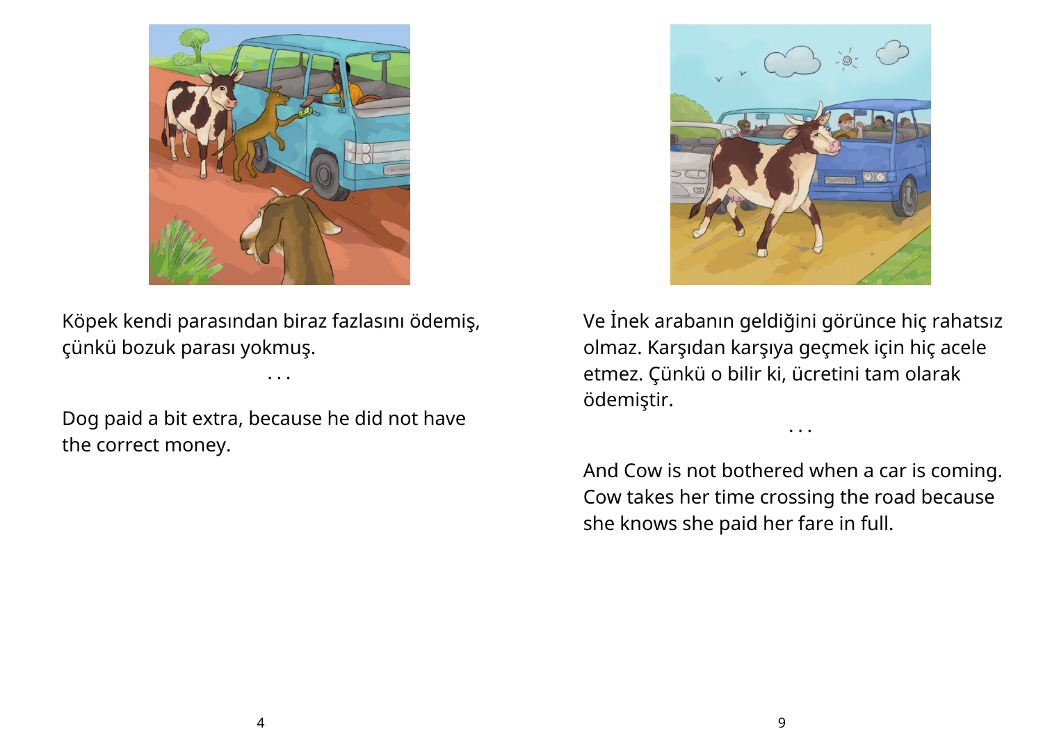Köpek kendi parasından biraz fazlasını ödemiş, çünkü bozuk parası yokmuş.

. . .

Dog paid a bit extra, because he did not have the correct money.

Ve İnek arabanın geldiğini görünce hiç rahatsız olmaz. Karşıdan karşıya geçmek için hiç acele etmez. Çünkü o bilir ki, ücretini tam olarak ödemiştir.

. . .

And Cow is not bothered when a car is coming. Cow takes her time crossing the road because she knows she paid her fare in full.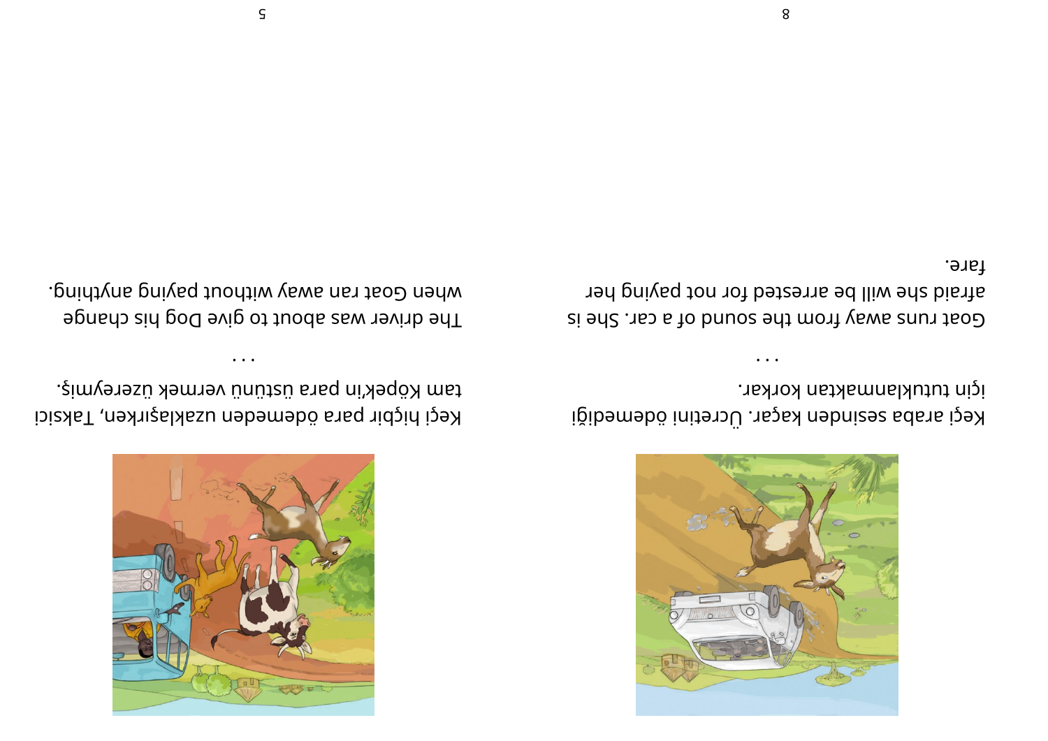Keçi araba sesinden kaçar. Ücretini ödemediği için tutuklanmaktan korkar.

. . .

Goat runs away from the sound of a car. She is afraid she will be arrested for not paying her fare.

Keçi hiçbir para ödemeden uzaklaşırken, Taksici tam Köpek'in para üstünü vermek üzereymiş.

. . .

The driver was about to give Dog his change when Goat ran away without paying anything.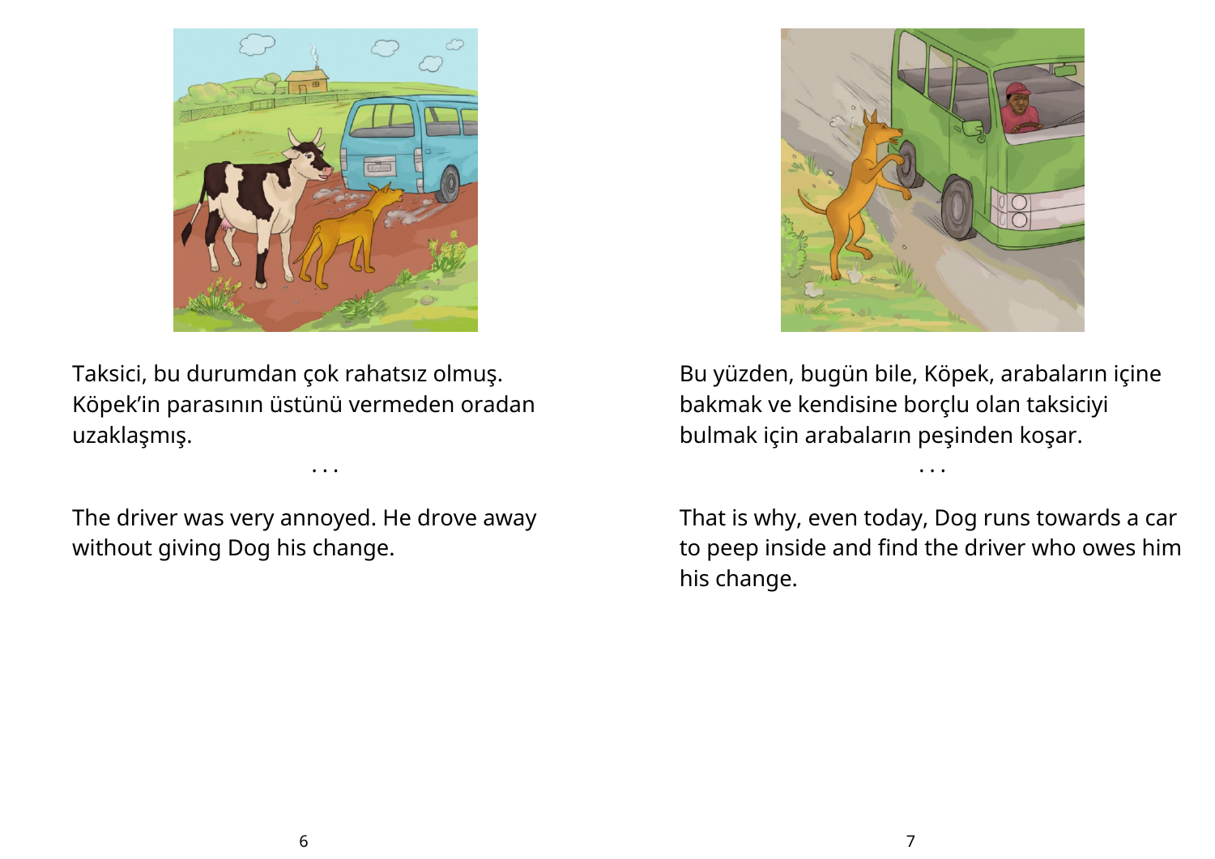Taksici, bu durumdan çok rahatsız olmuş. Köpek'in parasının üstünü vermeden oradan uzaklaşmış.

. . .

The driver was very annoyed. He drove away without giving Dog his change.

Bu yüzden, bugün bile, Köpek, arabaların içine bakmak ve kendisine borçlu olan taksiciyi bulmak için arabaların peşinden koşar.

. . .

That is why, even today, Dog runs towards a car to peep inside and find the driver who owes him his change.